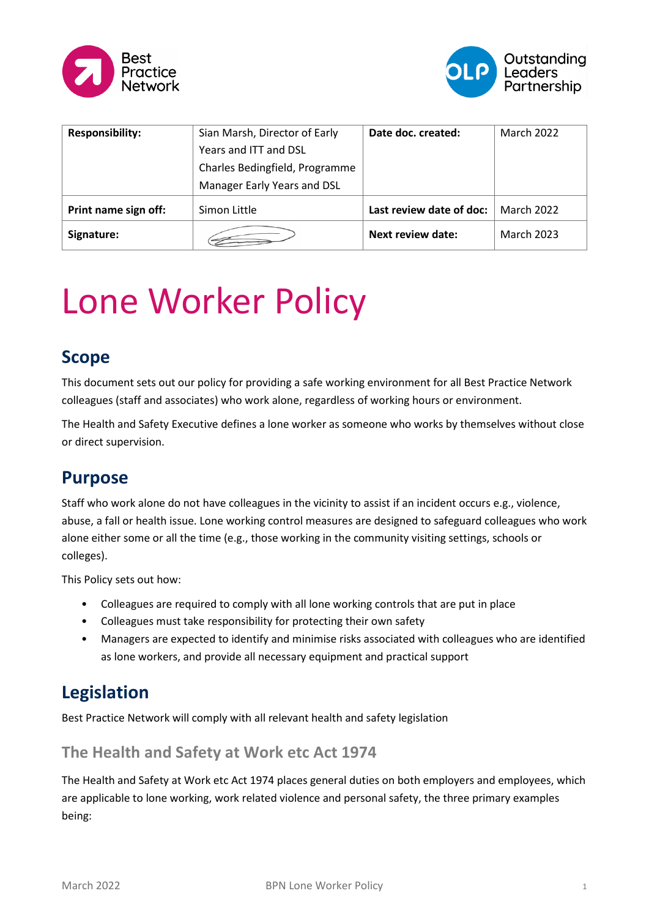| Responsibility: | Sian Marsh, Director of Early Years and ITT and DSL<br>Charles Bedingfield, Programme Manager Early Years and DSL | Date doc. created: | March 2022 |
| --- | --- | --- | --- |
| Print name sign off: | Simon Little | Last review date of doc: | March 2022 |
| Signature: | | Next review date: | March 2023 |

# Lone Worker Policy

## Scope

This document sets out our policy for providing a safe working environment for all Best Practice Network colleagues (staff and associates) who work alone, regardless of working hours or environment.

The Health and Safety Executive defines a lone worker as someone who works by themselves without close or direct supervision.

## Purpose

Staff who work alone do not have colleagues in the vicinity to assist if an incident occurs e.g., violence, abuse, a fall or health issue. Lone working control measures are designed to safeguard colleagues who work alone either some or all the time (e.g., those working in the community visiting settings, schools or colleges).

This Policy sets out how:

- Colleagues are required to comply with all lone working controls that are put in place
- Colleagues must take responsibility for protecting their own safety
- Managers are expected to identify and minimise risks associated with colleagues who are identified as lone workers, and provide all necessary equipment and practical support

## Legislation

Best Practice Network will comply with all relevant health and safety legislation

### The Health and Safety at Work etc Act 1974

The Health and Safety at Work etc Act 1974 places general duties on both employers and employees, which are applicable to lone working, work related violence and personal safety, the three primary examples being: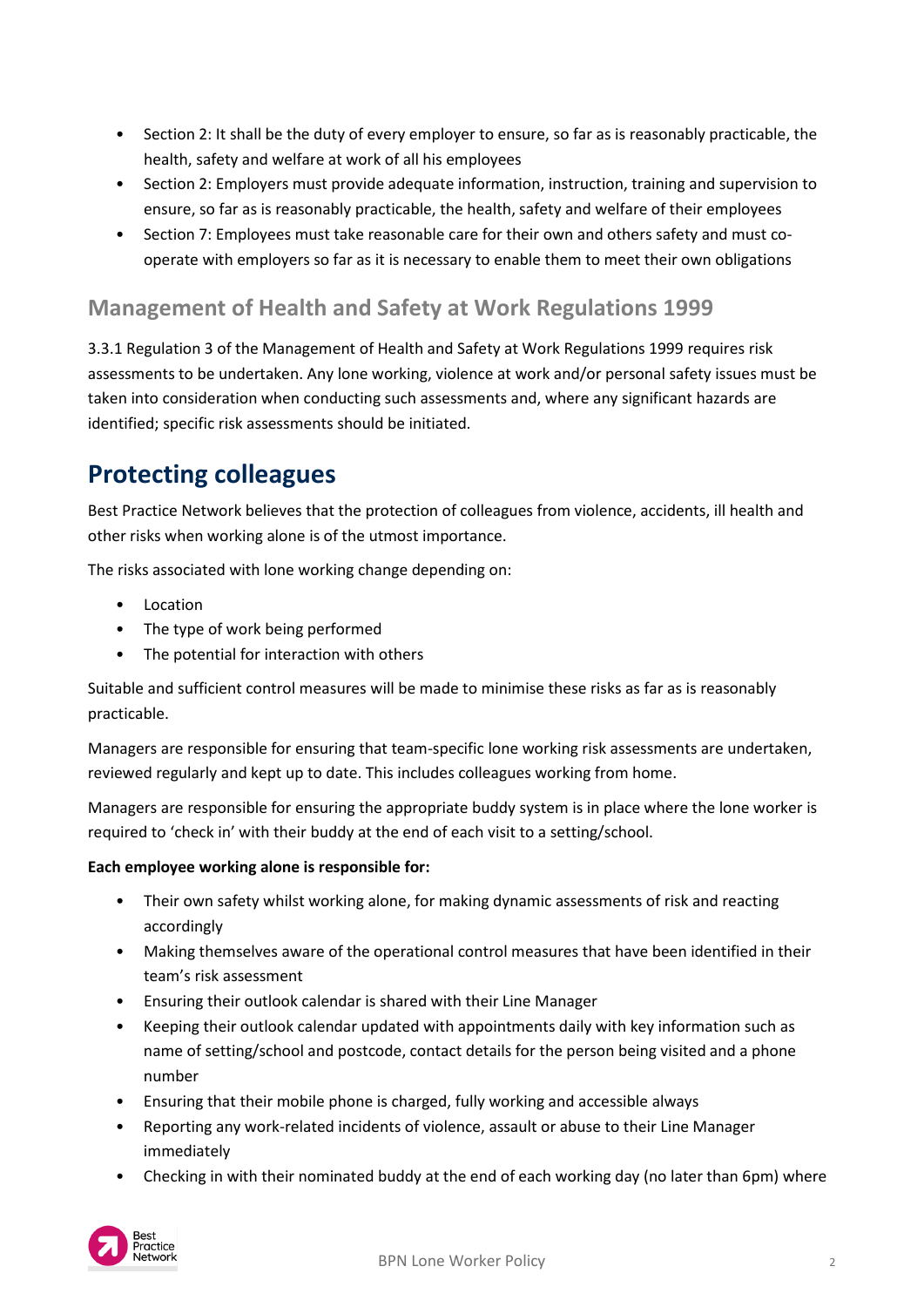- Section 2: It shall be the duty of every employer to ensure, so far as is reasonably practicable, the health, safety and welfare at work of all his employees
- Section 2: Employers must provide adequate information, instruction, training and supervision to ensure, so far as is reasonably practicable, the health, safety and welfare of their employees
- Section 7: Employees must take reasonable care for their own and others safety and must co-operate with employers so far as it is necessary to enable them to meet their own obligations

### Management of Health and Safety at Work Regulations 1999

3.3.1 Regulation 3 of the Management of Health and Safety at Work Regulations 1999 requires risk assessments to be undertaken. Any lone working, violence at work and/or personal safety issues must be taken into consideration when conducting such assessments and, where any significant hazards are identified; specific risk assessments should be initiated.

## Protecting colleagues

Best Practice Network believes that the protection of colleagues from violence, accidents, ill health and other risks when working alone is of the utmost importance.

The risks associated with lone working change depending on:

- Location
- The type of work being performed
- The potential for interaction with others

Suitable and sufficient control measures will be made to minimise these risks as far as is reasonably practicable.

Managers are responsible for ensuring that team-specific lone working risk assessments are undertaken, reviewed regularly and kept up to date. This includes colleagues working from home.

Managers are responsible for ensuring the appropriate buddy system is in place where the lone worker is required to 'check in' with their buddy at the end of each visit to a setting/school.

**Each employee working alone is responsible for:**

- Their own safety whilst working alone, for making dynamic assessments of risk and reacting accordingly
- Making themselves aware of the operational control measures that have been identified in their team's risk assessment
- Ensuring their outlook calendar is shared with their Line Manager
- Keeping their outlook calendar updated with appointments daily with key information such as name of setting/school and postcode, contact details for the person being visited and a phone number
- Ensuring that their mobile phone is charged, fully working and accessible always
- Reporting any work-related incidents of violence, assault or abuse to their Line Manager immediately
- Checking in with their nominated buddy at the end of each working day (no later than 6pm) where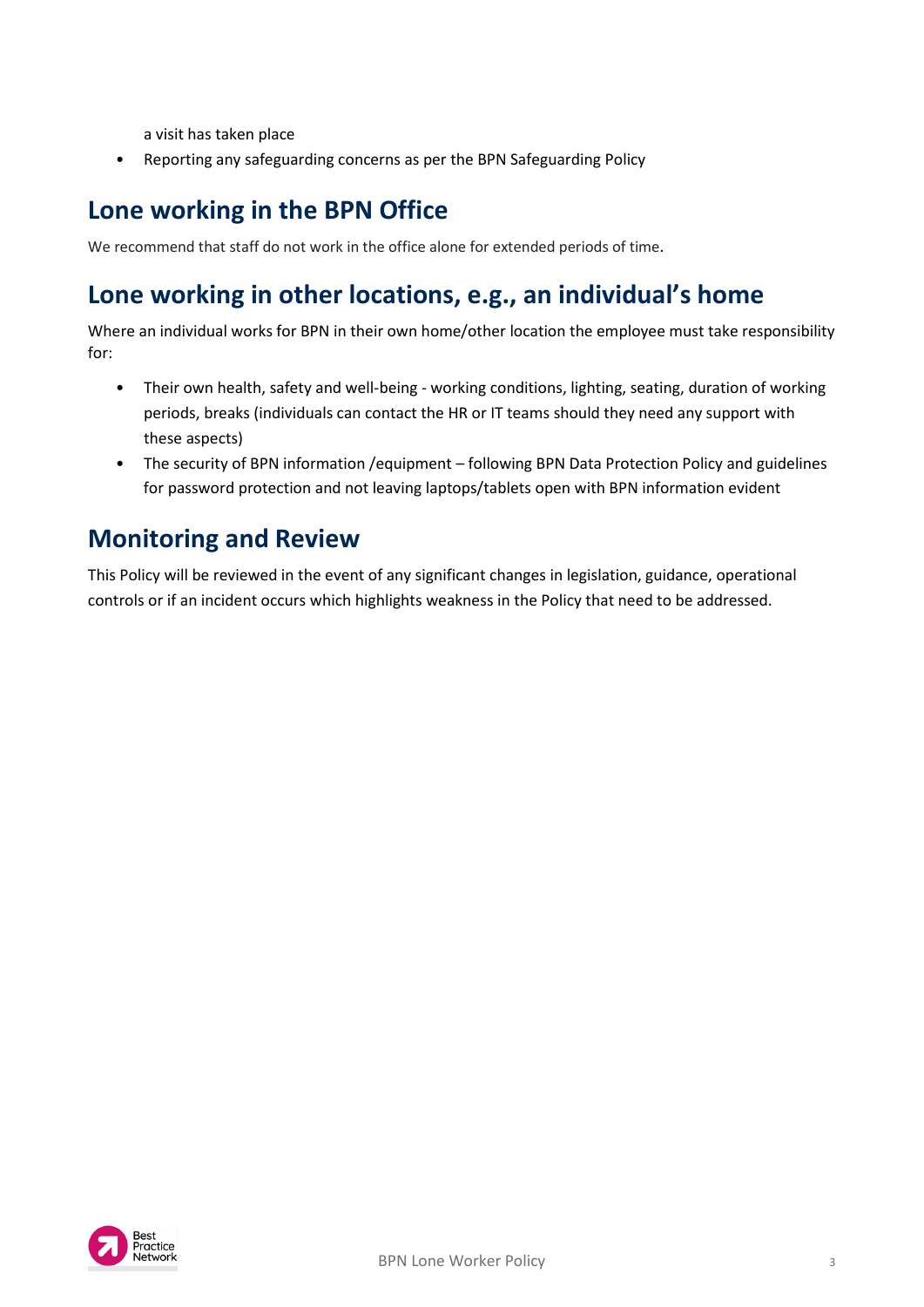a visit has taken place

- Reporting any safeguarding concerns as per the BPN Safeguarding Policy

## Lone working in the BPN Office

We recommend that staff do not work in the office alone for extended periods of time.

## Lone working in other locations, e.g., an individual's home

Where an individual works for BPN in their own home/other location the employee must take responsibility for:

- Their own health, safety and well-being - working conditions, lighting, seating, duration of working periods, breaks (individuals can contact the HR or IT teams should they need any support with these aspects)
- The security of BPN information /equipment – following BPN Data Protection Policy and guidelines for password protection and not leaving laptops/tablets open with BPN information evident

## Monitoring and Review

This Policy will be reviewed in the event of any significant changes in legislation, guidance, operational controls or if an incident occurs which highlights weakness in the Policy that need to be addressed.